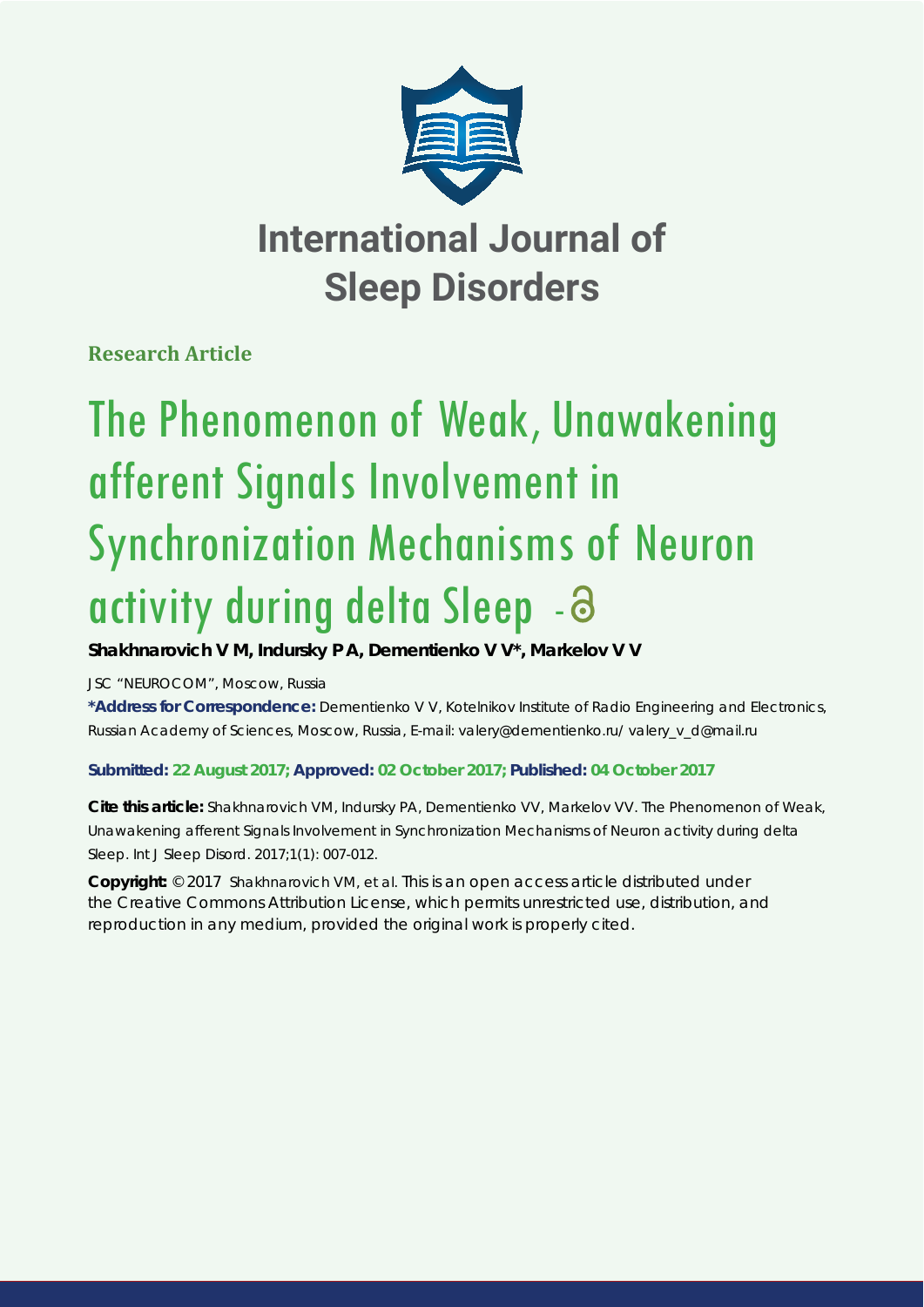# International Journal of Sleep Disorders

**Research Article**

# The Phenomenon of Weak, Unawakening afferent Signals Involvement in Synchronization Mechanisms of Neuron activity during delta Sleep

**Shakhnarovich V M, Indursky P A, Dementienko V V*, Markelov V V**

JSC "NEUROCOM", Moscow, Russia

***Address for Correspondence:** Dementienko V V, Kotelnikov Institute of Radio Engineering and Electronics, Russian Academy of Sciences, Moscow, Russia, E-mail: valery@dementienko.ru/ valery_v_d@mail.ru

**Submitted: 22 August 2017; Approved: 02 October 2017; Published: 04 October 2017**

**Cite this article:** Shakhnarovich VM, Indursky PA, Dementienko VV, Markelov VV. The Phenomenon of Weak, Unawakening afferent Signals Involvement in Synchronization Mechanisms of Neuron activity during delta Sleep. Int J Sleep Disord. 2017;1(1): 007-012.

**Copyright:** © 2017 Shakhnarovich VM, et al. This is an open access article distributed under the Creative Commons Attribution License, which permits unrestricted use, distribution, and reproduction in any medium, provided the original work is properly cited.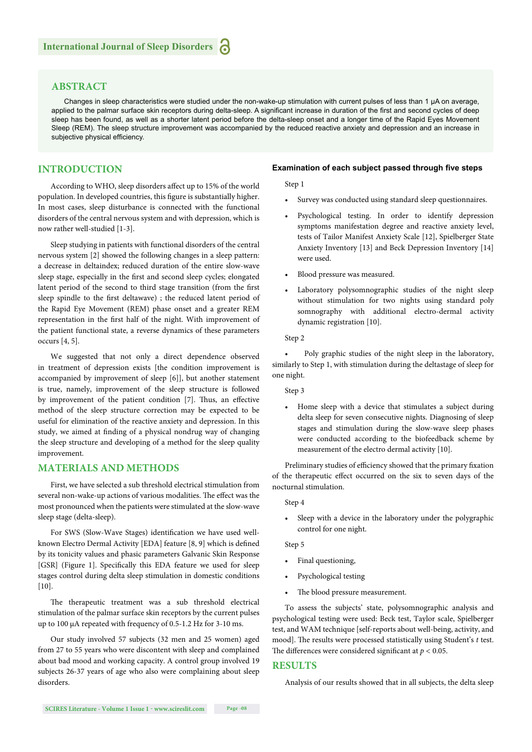## ABSTRACT

Changes in sleep characteristics were studied under the non-wake-up stimulation with current pulses of less than 1 μA on average, applied to the palmar surface skin receptors during delta-sleep. A significant increase in duration of the first and second cycles of deep sleep has been found, as well as a shorter latent period before the delta-sleep onset and a longer time of the Rapid Eyes Movement Sleep (REM). The sleep structure improvement was accompanied by the reduced reactive anxiety and depression and an increase in subjective physical efficiency.

## INTRODUCTION

According to WHO, sleep disorders affect up to 15% of the world population. In developed countries, this figure is substantially higher. In most cases, sleep disturbance is connected with the functional disorders of the central nervous system and with depression, which is now rather well-studied [1-3].

Sleep studying in patients with functional disorders of the central nervous system [2] showed the following changes in a sleep pattern: a decrease in deltaindex; reduced duration of the entire slow-wave sleep stage, especially in the first and second sleep cycles; elongated latent period of the second to third stage transition (from the first sleep spindle to the first deltawave) ; the reduced latent period of the Rapid Eye Movement (REM) phase onset and a greater REM representation in the first half of the night. With improvement of the patient functional state, a reverse dynamics of these parameters occurs [4, 5].

We suggested that not only a direct dependence observed in treatment of depression exists [the condition improvement is accompanied by improvement of sleep [6]], but another statement is true, namely, improvement of the sleep structure is followed by improvement of the patient condition [7]. Thus, an effective method of the sleep structure correction may be expected to be useful for elimination of the reactive anxiety and depression. In this study, we aimed at finding of a physical nondrug way of changing the sleep structure and developing of a method for the sleep quality improvement.

## MATERIALS AND METHODS

First, we have selected a sub threshold electrical stimulation from several non-wake-up actions of various modalities. The effect was the most pronounced when the patients were stimulated at the slow-wave sleep stage (delta-sleep).

For SWS (Slow-Wave Stages) identification we have used well-known Electro Dermal Activity [EDA] feature [8, 9] which is defined by its tonicity values and phasic parameters Galvanic Skin Response [GSR] (Figure 1). Specifically this EDA feature we used for sleep stages control during delta sleep stimulation in domestic conditions [10].

The therapeutic treatment was a sub threshold electrical stimulation of the palmar surface skin receptors by the current pulses up to 100 μA repeated with frequency of 0.5-1.2 Hz for 3-10 ms.

Our study involved 57 subjects (32 men and 25 women) aged from 27 to 55 years who were discontent with sleep and complained about bad mood and working capacity. A control group involved 19 subjects 26-37 years of age who also were complaining about sleep disorders.

#### Examination of each subject passed through five steps

Step 1

- Survey was conducted using standard sleep questionnaires.
- Psychological testing. In order to identify depression symptoms manifestation degree and reactive anxiety level, tests of Tailor Manifest Anxiety Scale [12], Spielberger State Anxiety Inventory [13] and Beck Depression Inventory [14] were used.
- Blood pressure was measured.
- Laboratory polysomnographic studies of the night sleep without stimulation for two nights using standard poly somnography with additional electro-dermal activity dynamic registration [10].

Step 2

- Poly graphic studies of the night sleep in the laboratory, similarly to Step 1, with stimulation during the deltastage of sleep for one night.

Step 3

- Home sleep with a device that stimulates a subject during delta sleep for seven consecutive nights. Diagnosing of sleep stages and stimulation during the slow-wave sleep phases were conducted according to the biofeedback scheme by measurement of the electro dermal activity [10].

Preliminary studies of efficiency showed that the primary fixation of the therapeutic effect occurred on the six to seven days of the nocturnal stimulation.

Step 4

- Sleep with a device in the laboratory under the polygraphic control for one night.

Step 5

- Final questioning,
- Psychological testing
- The blood pressure measurement.

To assess the subjects' state, polysomnographic analysis and psychological testing were used: Beck test, Taylor scale, Spielberger test, and WAM technique [self-reports about well-being, activity, and mood]. The results were processed statistically using Student's *t* test. The differences were considered significant at $p < 0.05$.

## RESULTS

Analysis of our results showed that in all subjects, the delta sleep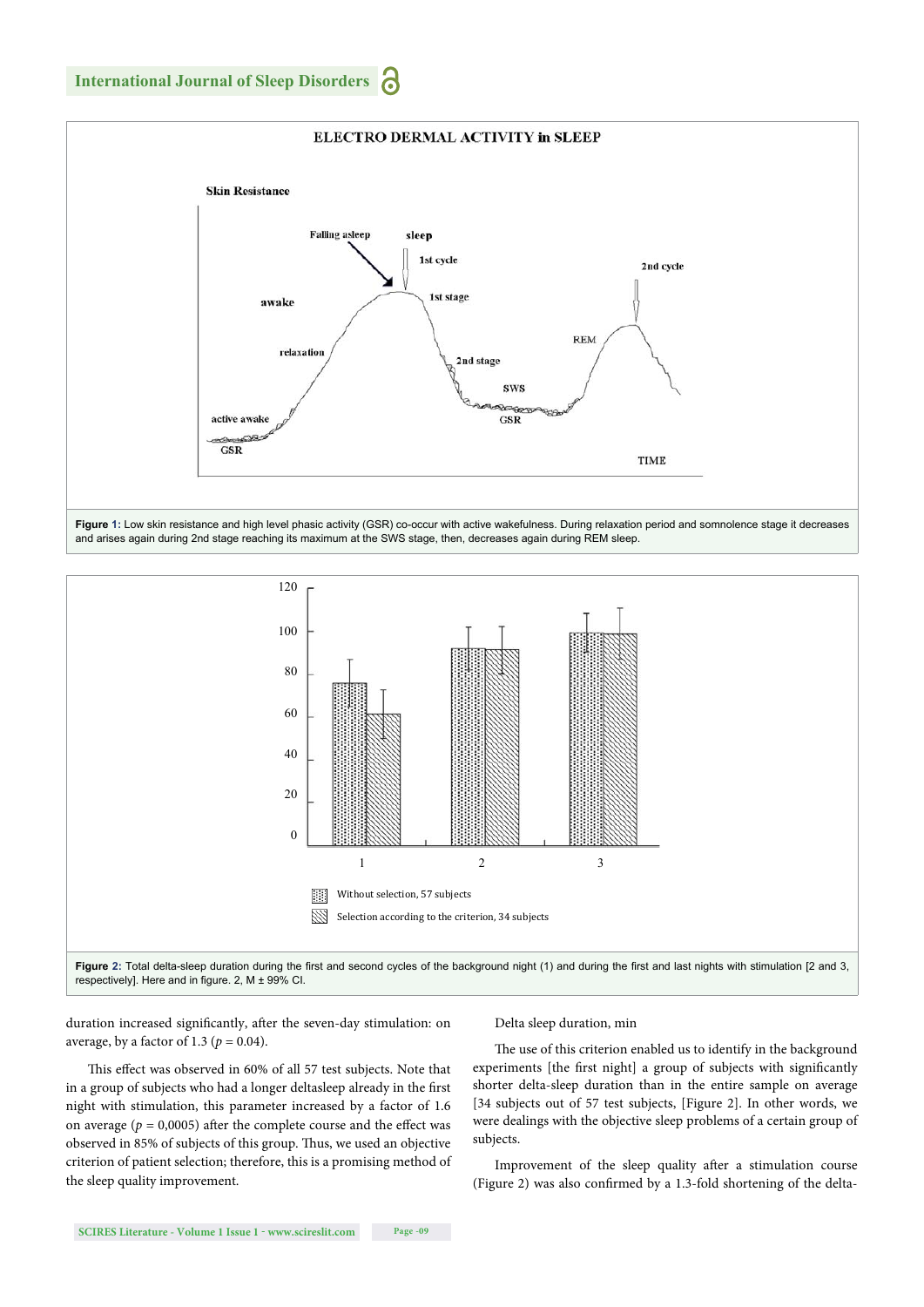**Figure 1:** Low skin resistance and high level phasic activity (GSR) co-occur with active wakefulness. During relaxation period and somnolence stage it decreases and arises again during 2nd stage reaching its maximum at the SWS stage, then, decreases again during REM sleep.

**Figure 2:** Total delta-sleep duration during the first and second cycles of the background night (1) and during the first and last nights with stimulation [2 and 3, respectively]. Here and in figure. 2, M ± 99% CI.

duration increased significantly, after the seven-day stimulation: on average, by a factor of 1.3 ($p$ = 0.04).

This effect was observed in 60% of all 57 test subjects. Note that in a group of subjects who had a longer deltasleep already in the first night with stimulation, this parameter increased by a factor of 1.6 on average ($p$ = 0,0005) after the complete course and the effect was observed in 85% of subjects of this group. Thus, we used an objective criterion of patient selection; therefore, this is a promising method of the sleep quality improvement.

Delta sleep duration, min

The use of this criterion enabled us to identify in the background experiments [the first night] a group of subjects with significantly shorter delta-sleep duration than in the entire sample on average [34 subjects out of 57 test subjects, [Figure 2]. In other words, we were dealings with the objective sleep problems of a certain group of subjects.

Improvement of the sleep quality after a stimulation course (Figure 2) was also confirmed by a 1.3-fold shortening of the delta-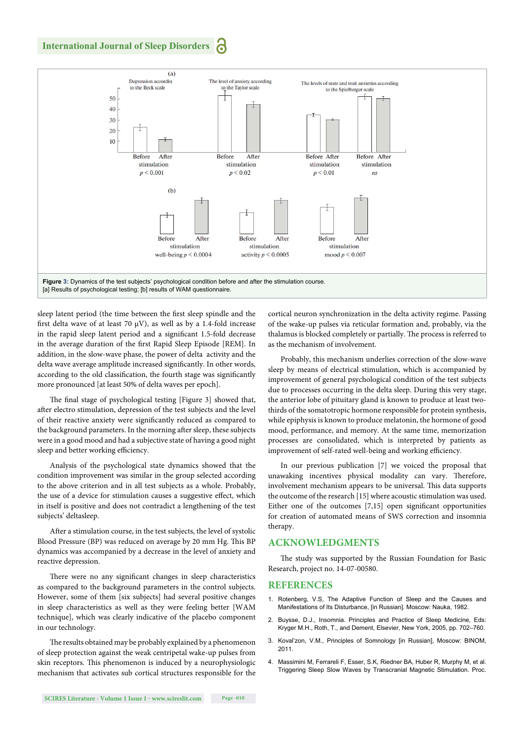Figure 3: Dynamics of the test subjects' psychological condition before and after the stimulation course.
[a] Results of psychological testing; [b] results of WAM questionnaire.

sleep latent period (the time between the first sleep spindle and the first delta wave of at least 70 μV), as well as by a 1.4-fold increase in the rapid sleep latent period and a significant 1.5-fold decrease in the average duration of the first Rapid Sleep Episode [REM]. In addition, in the slow-wave phase, the power of delta activity and the delta wave average amplitude increased significantly. In other words, according to the old classification, the fourth stage was significantly more pronounced [at least 50% of delta waves per epoch].

The final stage of psychological testing [Figure 3] showed that, after electro stimulation, depression of the test subjects and the level of their reactive anxiety were significantly reduced as compared to the background parameters. In the morning after sleep, these subjects were in a good mood and had a subjective state of having a good night sleep and better working efficiency.

Analysis of the psychological state dynamics showed that the condition improvement was similar in the group selected according to the above criterion and in all test subjects as a whole. Probably, the use of a device for stimulation causes a suggestive effect, which in itself is positive and does not contradict a lengthening of the test subjects' deltasleep.

After a stimulation course, in the test subjects, the level of systolic Blood Pressure (BP) was reduced on average by 20 mm Hg. This BP dynamics was accompanied by a decrease in the level of anxiety and reactive depression.

There were no any significant changes in sleep characteristics as compared to the background parameters in the control subjects. However, some of them [six subjects] had several positive changes in sleep characteristics as well as they were feeling better [WAM technique], which was clearly indicative of the placebo component in our technology.

The results obtained may be probably explained by a phenomenon of sleep protection against the weak centripetal wake-up pulses from skin receptors. This phenomenon is induced by a neurophysiologic mechanism that activates sub cortical structures responsible for the cortical neuron synchronization in the delta activity regime. Passing of the wake-up pulses via reticular formation and, probably, via the thalamus is blocked completely or partially. The process is referred to as the mechanism of involvement.

Probably, this mechanism underlies correction of the slow-wave sleep by means of electrical stimulation, which is accompanied by improvement of general psychological condition of the test subjects due to processes occurring in the delta sleep. During this very stage, the anterior lobe of pituitary gland is known to produce at least two-thirds of the somatotropic hormone responsible for protein synthesis, while epiphysis is known to produce melatonin, the hormone of good mood, performance, and memory. At the same time, memorization processes are consolidated, which is interpreted by patients as improvement of self-rated well-being and working efficiency.

In our previous publication [7] we voiced the proposal that unawaking incentives physical modality can vary. Therefore, involvement mechanism appears to be universal. This data supports the outcome of the research [15] where acoustic stimulation was used. Either one of the outcomes [7,15] open significant opportunities for creation of automated means of SWS correction and insomnia therapy.

## ACKNOWLEDGMENTS

The study was supported by the Russian Foundation for Basic Research, project no. 14-07-00580.

## REFERENCES

1. Rotenberg, V.S, The Adaptive Function of Sleep and the Causes and Manifestations of Its Disturbance, [in Russian]. Moscow: Nauka, 1982.
2. Buysse, D.J., Insomnia. Principles and Practice of Sleep Medicine, Eds: Kryger M.H., Roth, T., and Dement, Elsevier, New York, 2005, pp. 702–760.
3. Koval'zon, V.M., Principles of Somnology [in Russian], Moscow: BINOM, 2011.
4. Massimini M, Ferrareli F, Esser, S.K, Riedner BA, Huber R, Murphy M, et al. Triggering Sleep Slow Waves by Transcranial Magnetic Stimulation. Proc.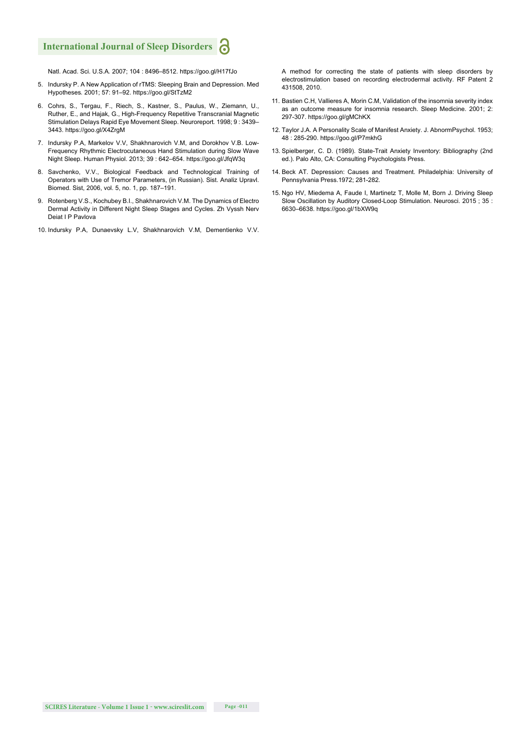Natl. Acad. Sci. U.S.A. 2007; 104 : 8496–8512. https://goo.gl/H17fJo

5. Indursky P. A New Application of rTMS: Sleeping Brain and Depression. Med Hypotheses. 2001; 57: 91–92. https://goo.gl/StTzM2
6. Cohrs, S., Tergau, F., Riech, S., Kastner, S., Paulus, W., Ziemann, U., Ruther, E., and Hajak, G., High-Frequency Repetitive Transcranial Magnetic Stimulation Delays Rapid Eye Movement Sleep. Neuroreport. 1998; 9 : 3439–3443. https://goo.gl/X4ZrgM
7. Indursky P.A, Markelov V.V, Shakhnarovich V.M, and Dorokhov V.B. Low-Frequency Rhythmic Electrocutaneous Hand Stimulation during Slow Wave Night Sleep. Human Physiol. 2013; 39 : 642–654. https://goo.gl/JfqW3q
8. Savchenko, V.V., Biological Feedback and Technological Training of Operators with Use of Tremor Parameters, (in Russian). Sist. Analiz Upravl. Biomed. Sist, 2006, vol. 5, no. 1, pp. 187–191.
9. Rotenberg V.S., Kochubey B.I., Shakhnarovich V.M. The Dynamics of Electro Dermal Activity in Different Night Sleep Stages and Cycles. Zh Vyssh Nerv Deiat I P Pavlova
10. Indursky P.A, Dunaevsky L.V, Shakhnarovich V.M, Dementienko V.V. A method for correcting the state of patients with sleep disorders by electrostimulation based on recording electrodermal activity. RF Patent 2 431508, 2010.
11. Bastien C.H, Vallieres A, Morin C.M, Validation of the insomnia severity index as an outcome measure for insomnia research. Sleep Medicine. 2001; 2: 297-307. https://goo.gl/gMChKX
12. Taylor J.A. A Personality Scale of Manifest Anxiety. J. AbnormPsychol. 1953; 48 : 285-290. https://goo.gl/P7mkhG
13. Spielberger, C. D. (1989). State-Trait Anxiety Inventory: Bibliography (2nd ed.). Palo Alto, CA: Consulting Psychologists Press.
14. Beck AT. Depression: Causes and Treatment. Philadelphia: University of Pennsylvania Press.1972; 281-282.
15. Ngo HV, Miedema A, Faude I, Martinetz T, Molle M, Born J. Driving Sleep Slow Oscillation by Auditory Closed-Loop Stimulation. Neurosci. 2015 ; 35 : 6630–6638. https://goo.gl/1bXW9q